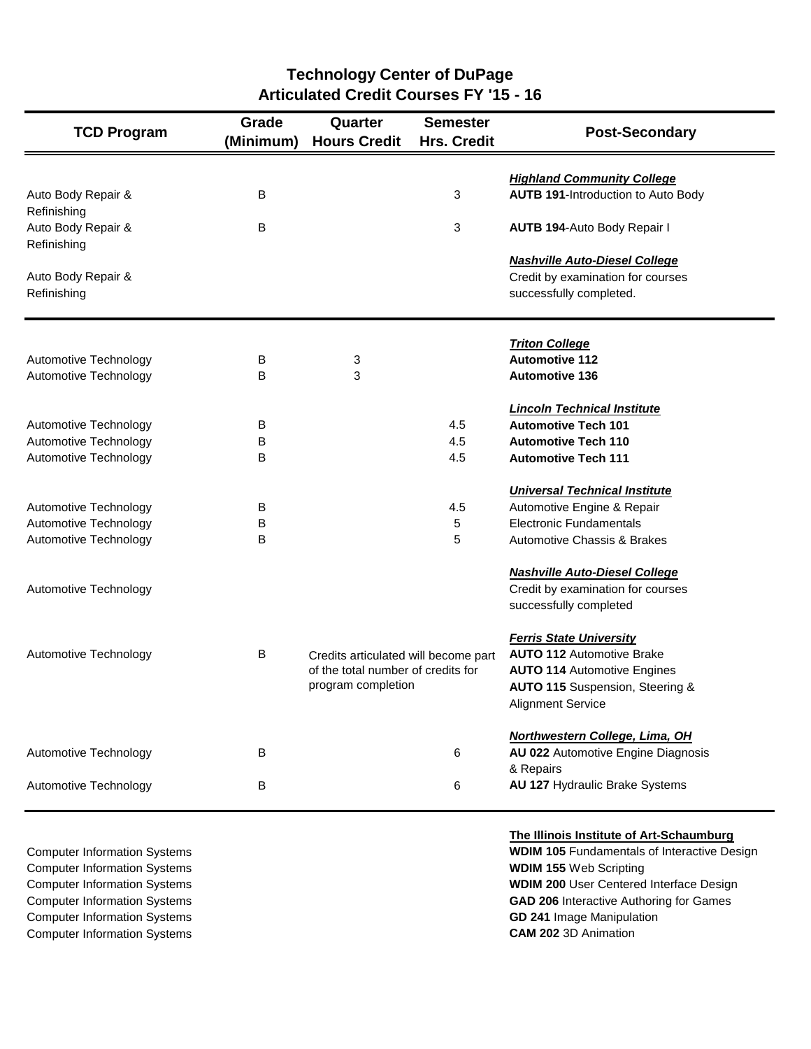# Technology Center of DuPage

## Articulated Credit Courses FY '15 - 16

| TCD Program | Grade (Minimum) | Quarter Hours Credit | Semester Hrs. Credit | Post-Secondary |
|---|---|---|---|---|
| | | | | ***Highland Community College*** |
| Auto Body Repair & Refinishing | B | | 3 | **AUTB 191**-Introduction to Auto Body |
| Auto Body Repair & Refinishing | B | | 3 | **AUTB 194**-Auto Body Repair I |
| | | | | ***Nashville Auto-Diesel College*** |
| Auto Body Repair & Refinishing | | | | Credit by examination for courses successfully completed. |
| | | | | ***Triton College*** |
| Automotive Technology | B | 3 | | **Automotive 112** |
| Automotive Technology | B | 3 | | **Automotive 136** |
| | | | | ***Lincoln Technical Institute*** |
| Automotive Technology | B | | 4.5 | **Automotive Tech 101** |
| Automotive Technology | B | | 4.5 | **Automotive Tech 110** |
| Automotive Technology | B | | 4.5 | **Automotive Tech 111** |
| | | | | ***Universal Technical Institute*** |
| Automotive Technology | B | | 4.5 | Automotive Engine & Repair |
| Automotive Technology | B | | 5 | Electronic Fundamentals |
| Automotive Technology | B | | 5 | Automotive Chassis & Brakes |
| | | | | ***Nashville Auto-Diesel College*** |
| Automotive Technology | | | | Credit by examination for courses successfully completed |
| | | | | ***Ferris State University*** |
| Automotive Technology | B | Credits articulated will become part of the total number of credits for program completion | | **AUTO 112** Automotive Brake<br>**AUTO 114** Automotive Engines<br>**AUTO 115** Suspension, Steering & Alignment Service |
| | | | | ***Northwestern College, Lima, OH*** |
| Automotive Technology | B | | 6 | **AU 022** Automotive Engine Diagnosis & Repairs |
| Automotive Technology | B | | 6 | **AU 127** Hydraulic Brake Systems |
| | | | | **The Illinois Institute of Art-Schaumburg** |
| Computer Information Systems | | | | **WDIM 105** Fundamentals of Interactive Design |
| Computer Information Systems | | | | **WDIM 155** Web Scripting |
| Computer Information Systems | | | | **WDIM 200** User Centered Interface Design |
| Computer Information Systems | | | | **GAD 206** Interactive Authoring for Games |
| Computer Information Systems | | | | **GD 241** Image Manipulation |
| Computer Information Systems | | | | **CAM 202** 3D Animation |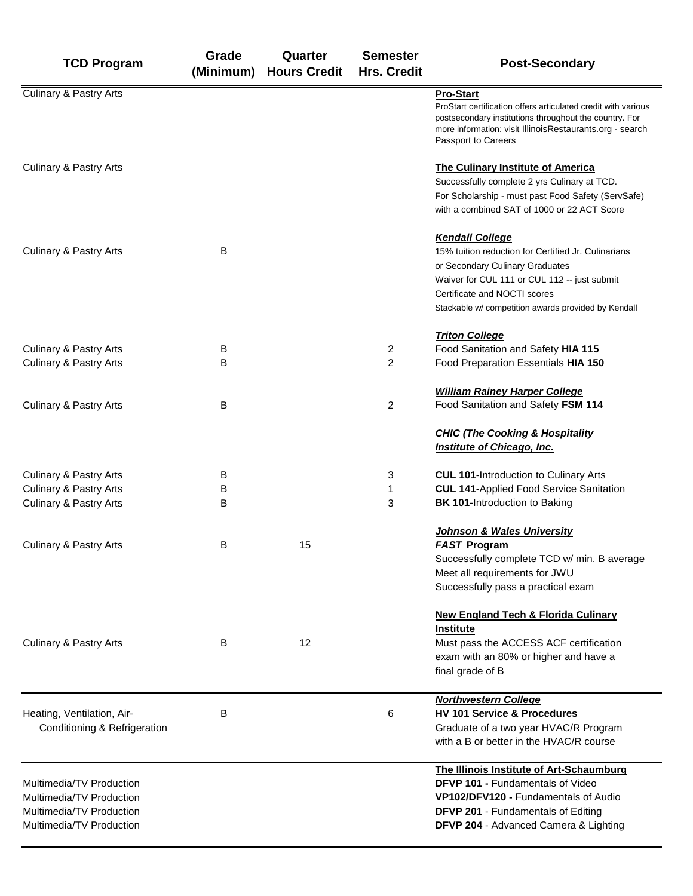| TCD Program | Grade (Minimum) | Quarter Hours Credit | Semester Hrs. Credit | Post-Secondary |
|---|---|---|---|---|
| Culinary & Pastry Arts | | | | **Pro-Start** ProStart certification offers articulated credit with various postsecondary institutions throughout the country. For more information: visit IllinoisRestaurants.org - search Passport to Careers |
| Culinary & Pastry Arts | | | | **The Culinary Institute of America** Successfully complete 2 yrs Culinary at TCD. For Scholarship - must past Food Safety (ServSafe) with a combined SAT of 1000 or 22 ACT Score |
| Culinary & Pastry Arts | B | | | ***Kendall College*** 15% tuition reduction for Certified Jr. Culinarians or Secondary Culinary Graduates Waiver for CUL 111 or CUL 112 -- just submit Certificate and NOCTI scores Stackable w/ competition awards provided by Kendall |
| | | | | ***Triton College*** |
| Culinary & Pastry Arts | B | | 2 | Food Sanitation and Safety **HIA 115** |
| Culinary & Pastry Arts | B | | 2 | Food Preparation Essentials **HIA 150** |
| | | | | ***William Rainey Harper College*** |
| Culinary & Pastry Arts | B | | 2 | Food Sanitation and Safety **FSM 114** |
| | | | | ***CHIC (The Cooking & Hospitality Institute of Chicago, Inc.*** |
| Culinary & Pastry Arts | B | | 3 | **CUL 101**-Introduction to Culinary Arts |
| Culinary & Pastry Arts | B | | 1 | **CUL 141**-Applied Food Service Sanitation |
| Culinary & Pastry Arts | B | | 3 | **BK 101**-Introduction to Baking |
| Culinary & Pastry Arts | B | 15 | | ***Johnson & Wales University*** ***FAST* Program** Successfully complete TCD w/ min. B average Meet all requirements for JWU Successfully pass a practical exam |
| Culinary & Pastry Arts | B | 12 | | **New England Tech & Florida Culinary Institute** Must pass the ACCESS ACF certification exam with an 80% or higher and have a final grade of B |
| Heating, Ventilation, Air-Conditioning & Refrigeration | B | | 6 | ***Northwestern College*** **HV 101 Service & Procedures** Graduate of a two year HVAC/R Program with a B or better in the HVAC/R course |
| | | | | **The Illinois Institute of Art-Schaumburg** |
| Multimedia/TV Production | | | | **DFVP 101 -** Fundamentals of Video |
| Multimedia/TV Production | | | | **VP102/DFV120 -** Fundamentals of Audio |
| Multimedia/TV Production | | | | **DFVP 201** - Fundamentals of Editing |
| Multimedia/TV Production | | | | **DFVP 204** - Advanced Camera & Lighting |